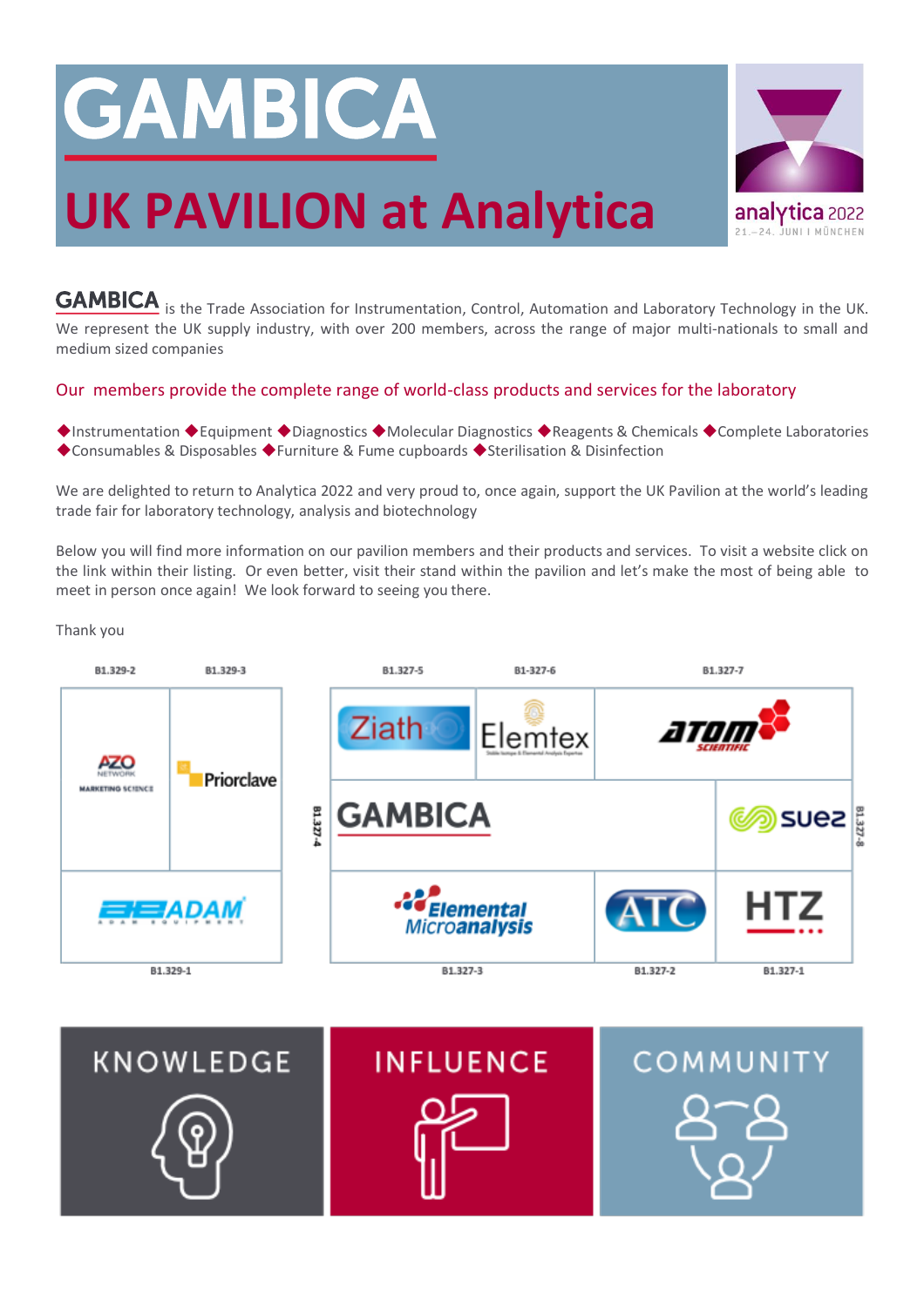# GAMBICA

## UK PAVILION at Analytica

analytica 2022
21.–24. JUNI I MÜNCHEN

**GAMBICA** is the Trade Association for Instrumentation, Control, Automation and Laboratory Technology in the UK. We represent the UK supply industry, with over 200 members, across the range of major multi-nationals to small and medium sized companies

Our members provide the complete range of world-class products and services for the laboratory

◆Instrumentation ◆Equipment ◆Diagnostics ◆Molecular Diagnostics ◆Reagents & Chemicals ◆Complete Laboratories ◆Consumables & Disposables ◆Furniture & Fume cupboards ◆Sterilisation & Disinfection

We are delighted to return to Analytica 2022 and very proud to, once again, support the UK Pavilion at the world's leading trade fair for laboratory technology, analysis and biotechnology

Below you will find more information on our pavilion members and their products and services. To visit a website click on the link within their listing. Or even better, visit their stand within the pavilion and let's make the most of being able to meet in person once again! We look forward to seeing you there.

Thank you

| Stand | Exhibitor |
|---|---|
| B1.329-2 | AZO Network Marketing Science |
| B1.329-3 | Priorclave |
| B1.329-1 | ADAM Equipment |
| B1.327-4 | GAMBICA |
| B1.327-5 | Ziath |
| B1-327-6 | Elemtex |
| B1.327-7 | Atom Scientific |
| B1.327-8 | Suez |
| B1.327-3 | Elemental Microanalysis |
| B1.327-2 | ATC |
| B1.327-1 | HTZ |

KNOWLEDGE | INFLUENCE | COMMUNITY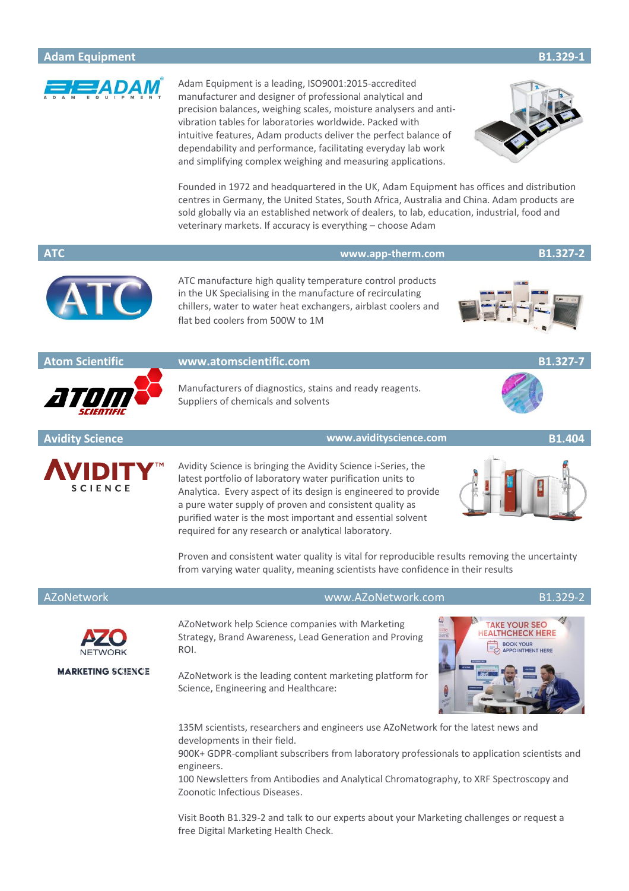## Adam Equipment — B1.329-1

Adam Equipment is a leading, ISO9001:2015-accredited manufacturer and designer of professional analytical and precision balances, weighing scales, moisture analysers and anti-vibration tables for laboratories worldwide. Packed with intuitive features, Adam products deliver the perfect balance of dependability and performance, facilitating everyday lab work and simplifying complex weighing and measuring applications.

Founded in 1972 and headquartered in the UK, Adam Equipment has offices and distribution centres in Germany, the United States, South Africa, Australia and China. Adam products are sold globally via an established network of dealers, to lab, education, industrial, food and veterinary markets. If accuracy is everything – choose Adam

## ATC — www.app-therm.com — B1.327-2

ATC manufacture high quality temperature control products in the UK Specialising in the manufacture of recirculating chillers, water to water heat exchangers, airblast coolers and flat bed coolers from 500W to 1M

## Atom Scientific — www.atomscientific.com — B1.327-7

Manufacturers of diagnostics, stains and ready reagents. Suppliers of chemicals and solvents

## Avidity Science — www.avidityscience.com — B1.404

Avidity Science is bringing the Avidity Science i-Series, the latest portfolio of laboratory water purification units to Analytica. Every aspect of its design is engineered to provide a pure water supply of proven and consistent quality as purified water is the most important and essential solvent required for any research or analytical laboratory.

Proven and consistent water quality is vital for reproducible results removing the uncertainty from varying water quality, meaning scientists have confidence in their results

## AZoNetwork — www.AZoNetwork.com — B1.329-2

AZoNetwork help Science companies with Marketing Strategy, Brand Awareness, Lead Generation and Proving ROI.

AZoNetwork is the leading content marketing platform for Science, Engineering and Healthcare:

135M scientists, researchers and engineers use AZoNetwork for the latest news and developments in their field.
900K+ GDPR-compliant subscribers from laboratory professionals to application scientists and engineers.
100 Newsletters from Antibodies and Analytical Chromatography, to XRF Spectroscopy and Zoonotic Infectious Diseases.

Visit Booth B1.329-2 and talk to our experts about your Marketing challenges or request a free Digital Marketing Health Check.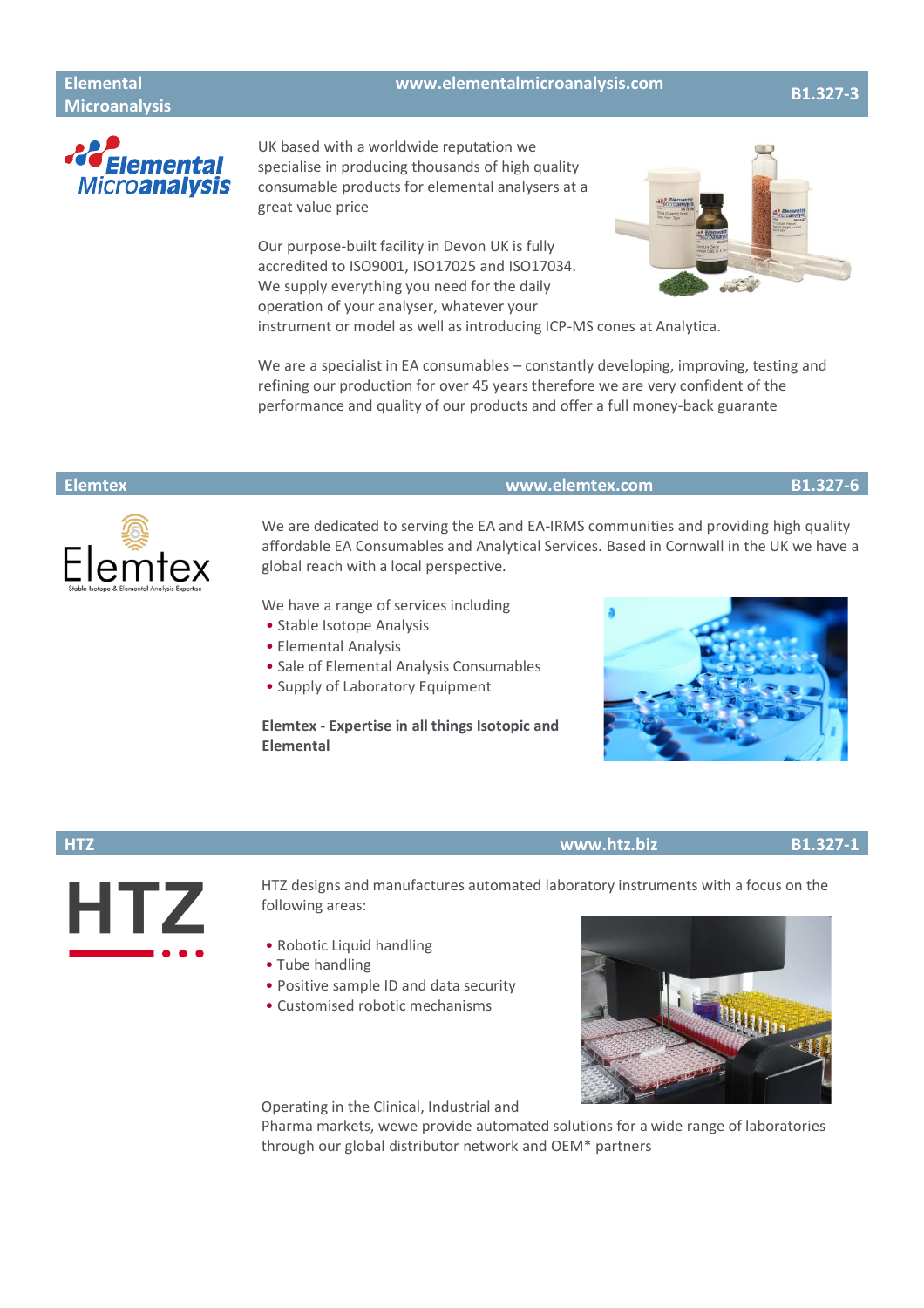## Elemental Microanalysis

www.elementalmicroanalysis.com

B1.327-3

UK based with a worldwide reputation we specialise in producing thousands of high quality consumable products for elemental analysers at a great value price

Our purpose-built facility in Devon UK is fully accredited to ISO9001, ISO17025 and ISO17034. We supply everything you need for the daily operation of your analyser, whatever your instrument or model as well as introducing ICP-MS cones at Analytica.

We are a specialist in EA consumables – constantly developing, improving, testing and refining our production for over 45 years therefore we are very confident of the performance and quality of our products and offer a full money-back guarante

## Elemtex

www.elemtex.com

B1.327-6

We are dedicated to serving the EA and EA-IRMS communities and providing high quality affordable EA Consumables and Analytical Services. Based in Cornwall in the UK we have a global reach with a local perspective.

We have a range of services including

- Stable Isotope Analysis
- Elemental Analysis
- Sale of Elemental Analysis Consumables
- Supply of Laboratory Equipment

**Elemtex - Expertise in all things Isotopic and Elemental**

## HTZ

www.htz.biz

B1.327-1

HTZ designs and manufactures automated laboratory instruments with a focus on the following areas:

- Robotic Liquid handling
- Tube handling
- Positive sample ID and data security
- Customised robotic mechanisms

Operating in the Clinical, Industrial and Pharma markets, wewe provide automated solutions for a wide range of laboratories through our global distributor network and OEM* partners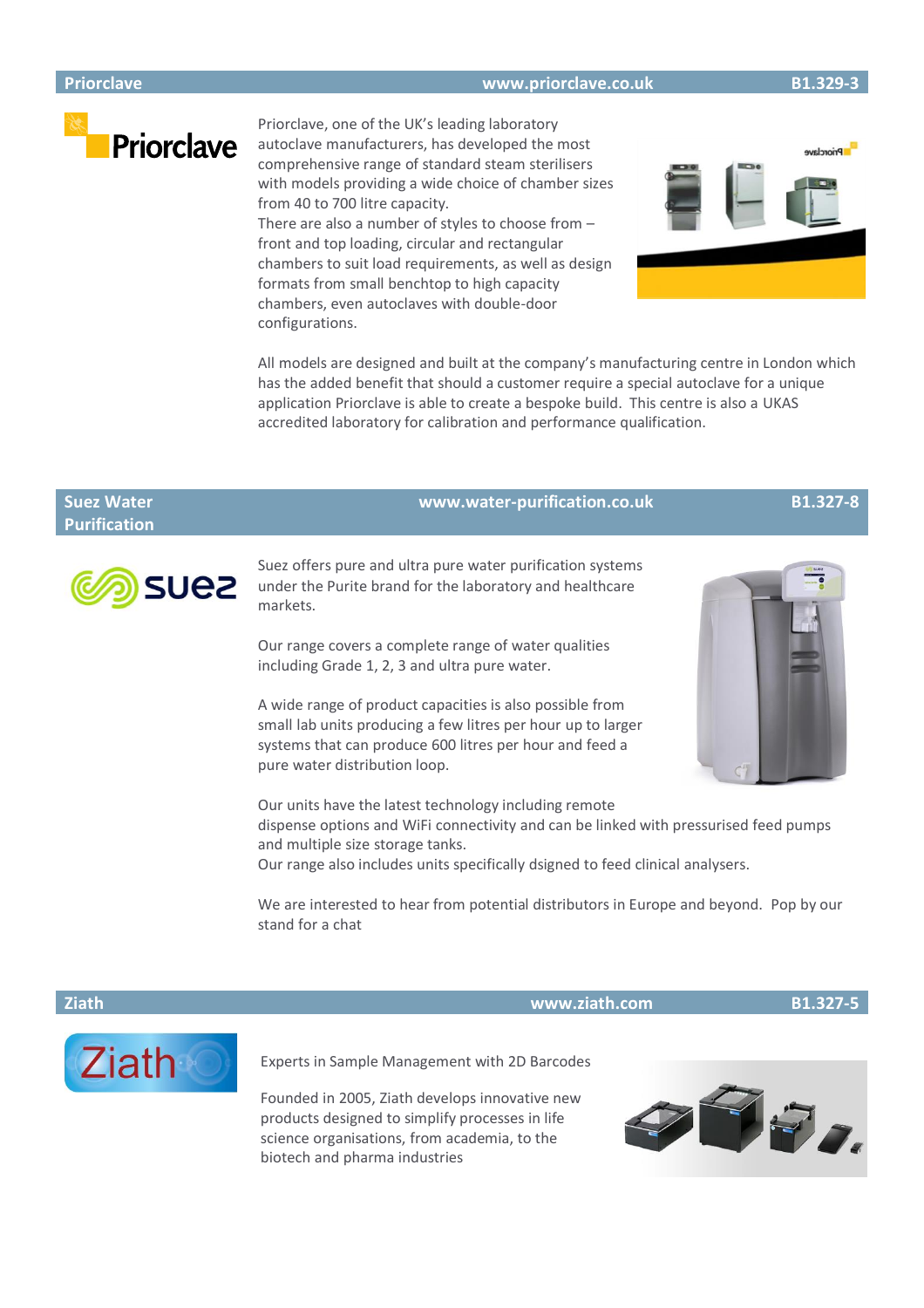## Priorclave — www.priorclave.co.uk — B1.329-3

Priorclave, one of the UK's leading laboratory autoclave manufacturers, has developed the most comprehensive range of standard steam sterilisers with models providing a wide choice of chamber sizes from 40 to 700 litre capacity.
There are also a number of styles to choose from – front and top loading, circular and rectangular chambers to suit load requirements, as well as design formats from small benchtop to high capacity chambers, even autoclaves with double-door configurations.

All models are designed and built at the company's manufacturing centre in London which has the added benefit that should a customer require a special autoclave for a unique application Priorclave is able to create a bespoke build. This centre is also a UKAS accredited laboratory for calibration and performance qualification.

## Suez Water Purification — www.water-purification.co.uk — B1.327-8

Suez offers pure and ultra pure water purification systems under the Purite brand for the laboratory and healthcare markets.

Our range covers a complete range of water qualities including Grade 1, 2, 3 and ultra pure water.

A wide range of product capacities is also possible from small lab units producing a few litres per hour up to larger systems that can produce 600 litres per hour and feed a pure water distribution loop.

Our units have the latest technology including remote dispense options and WiFi connectivity and can be linked with pressurised feed pumps and multiple size storage tanks.
Our range also includes units specifically dsigned to feed clinical analysers.

We are interested to hear from potential distributors in Europe and beyond. Pop by our stand for a chat

## Ziath — www.ziath.com — B1.327-5

Experts in Sample Management with 2D Barcodes

Founded in 2005, Ziath develops innovative new products designed to simplify processes in life science organisations, from academia, to the biotech and pharma industries